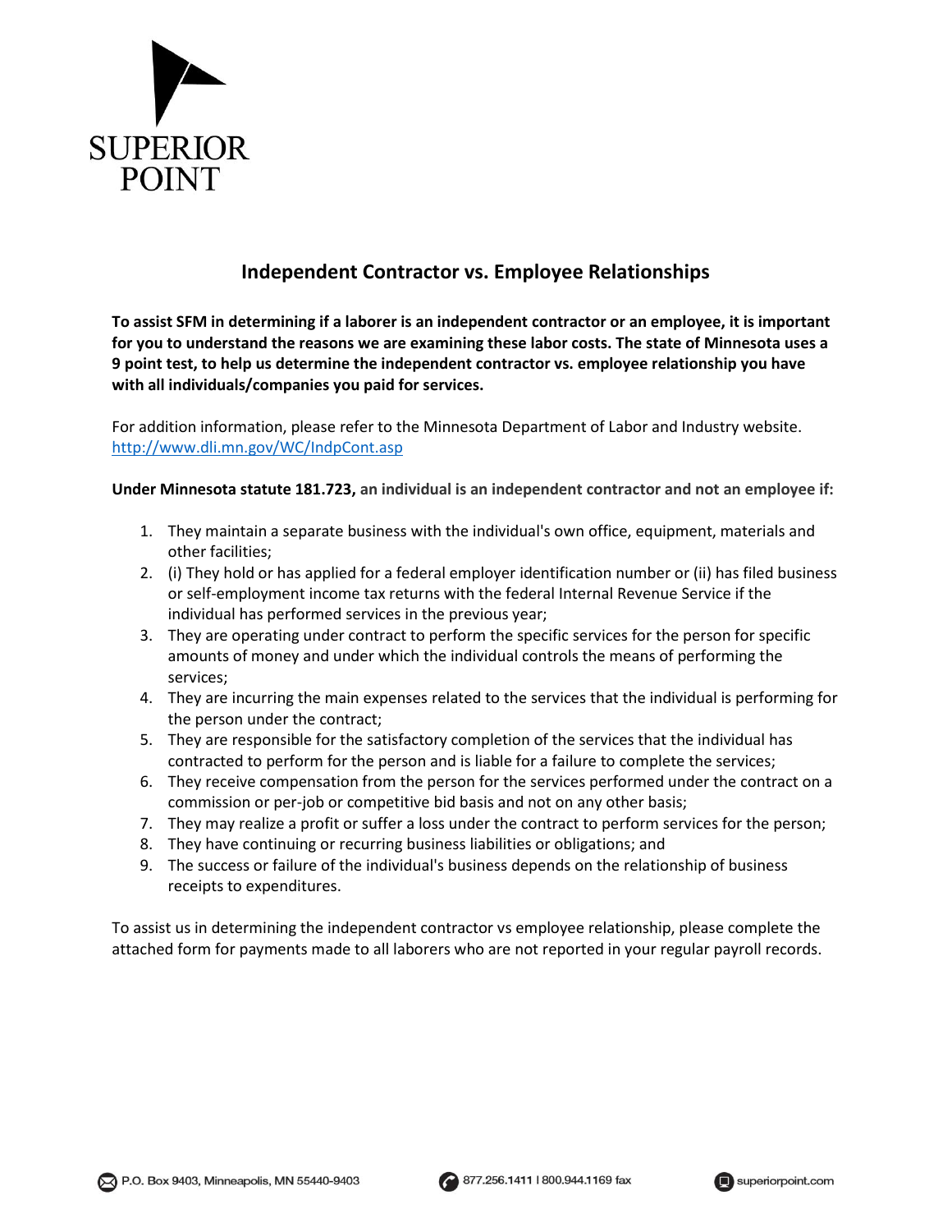SUPERIOR POINT

# Independent Contractor vs. Employee Relationships

**To assist SFM in determining if a laborer is an independent contractor or an employee, it is important for you to understand the reasons we are examining these labor costs. The state of Minnesota uses a 9 point test, to help us determine the independent contractor vs. employee relationship you have with all individuals/companies you paid for services.**

For addition information, please refer to the Minnesota Department of Labor and Industry website. [http://www.dli.mn.gov/WC/IndpCont.asp](http://www.dli.mn.gov/WC/IndpCont.asp)

**Under Minnesota statute 181.723, an individual is an independent contractor and not an employee if:**

1. They maintain a separate business with the individual's own office, equipment, materials and other facilities;
2. (i) They hold or has applied for a federal employer identification number or (ii) has filed business or self-employment income tax returns with the federal Internal Revenue Service if the individual has performed services in the previous year;
3. They are operating under contract to perform the specific services for the person for specific amounts of money and under which the individual controls the means of performing the services;
4. They are incurring the main expenses related to the services that the individual is performing for the person under the contract;
5. They are responsible for the satisfactory completion of the services that the individual has contracted to perform for the person and is liable for a failure to complete the services;
6. They receive compensation from the person for the services performed under the contract on a commission or per-job or competitive bid basis and not on any other basis;
7. They may realize a profit or suffer a loss under the contract to perform services for the person;
8. They have continuing or recurring business liabilities or obligations; and
9. The success or failure of the individual's business depends on the relationship of business receipts to expenditures.

To assist us in determining the independent contractor vs employee relationship, please complete the attached form for payments made to all laborers who are not reported in your regular payroll records.

P.O. Box 9403, Minneapolis, MN 55440-9403 | 877.256.1411 | 800.944.1169 fax | superiorpoint.com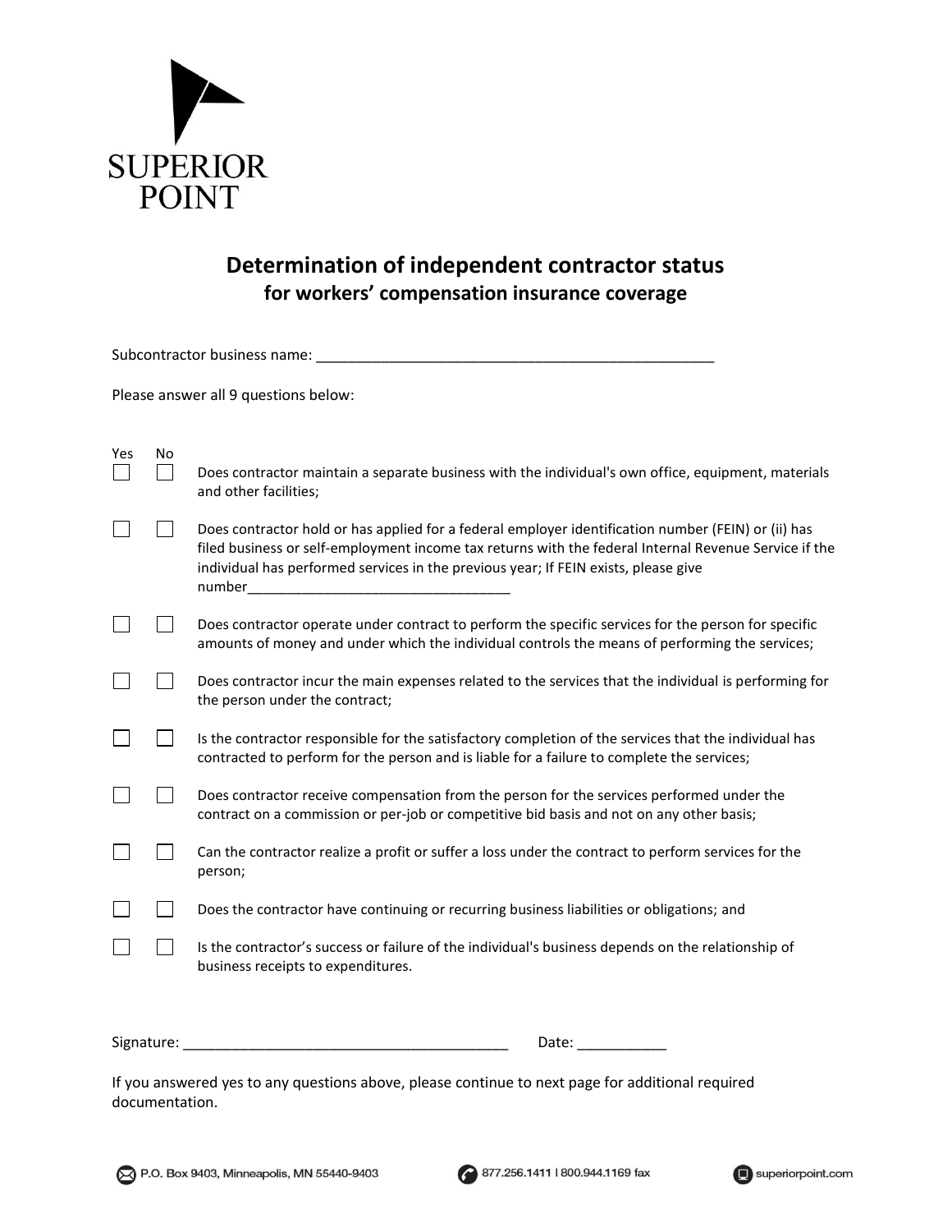SUPERIOR POINT

# Determination of independent contractor status
## for workers' compensation insurance coverage

Subcontractor business name: ___________________________________________________

Please answer all 9 questions below:

| Yes | No | |
|---|---|---|
| ☐ | ☐ | Does contractor maintain a separate business with the individual's own office, equipment, materials and other facilities; |
| ☐ | ☐ | Does contractor hold or has applied for a federal employer identification number (FEIN) or (ii) has filed business or self-employment income tax returns with the federal Internal Revenue Service if the individual has performed services in the previous year; If FEIN exists, please give number__________________________________ |
| ☐ | ☐ | Does contractor operate under contract to perform the specific services for the person for specific amounts of money and under which the individual controls the means of performing the services; |
| ☐ | ☐ | Does contractor incur the main expenses related to the services that the individual is performing for the person under the contract; |
| ☐ | ☐ | Is the contractor responsible for the satisfactory completion of the services that the individual has contracted to perform for the person and is liable for a failure to complete the services; |
| ☐ | ☐ | Does contractor receive compensation from the person for the services performed under the contract on a commission or per-job or competitive bid basis and not on any other basis; |
| ☐ | ☐ | Can the contractor realize a profit or suffer a loss under the contract to perform services for the person; |
| ☐ | ☐ | Does the contractor have continuing or recurring business liabilities or obligations; and |
| ☐ | ☐ | Is the contractor's success or failure of the individual's business depends on the relationship of business receipts to expenditures. |

Signature: _________________________________________ Date: ___________

If you answered yes to any questions above, please continue to next page for additional required documentation.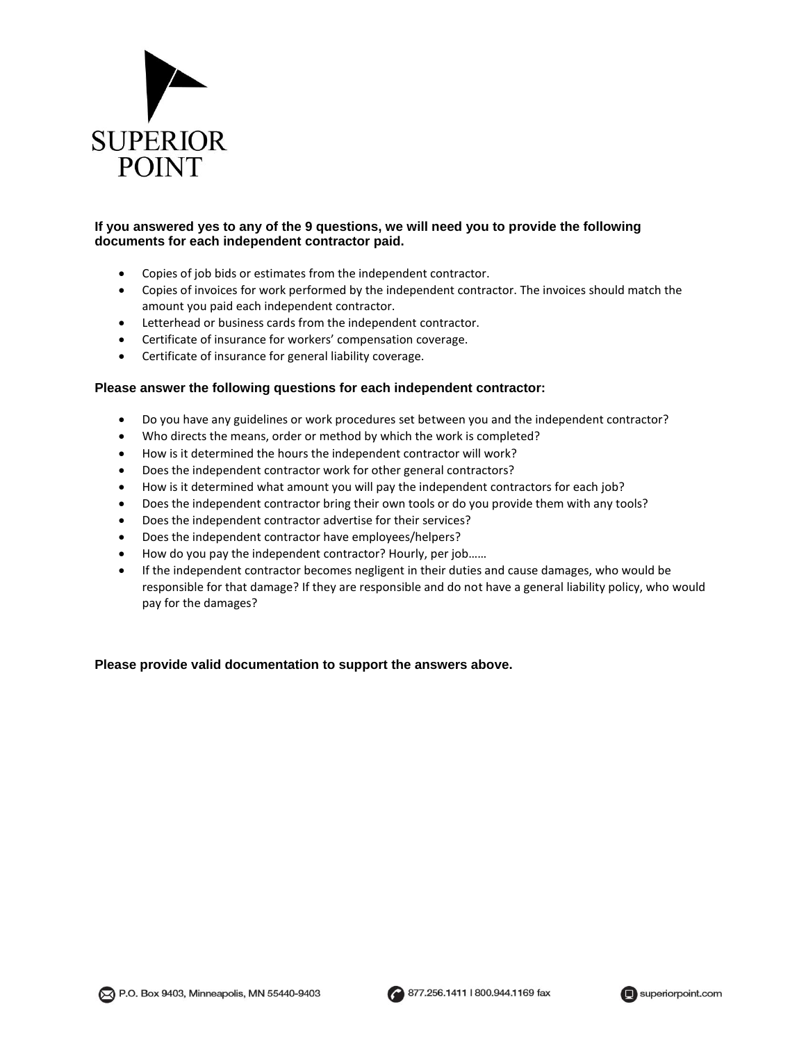SUPERIOR POINT

**If you answered yes to any of the 9 questions, we will need you to provide the following documents for each independent contractor paid.**

- Copies of job bids or estimates from the independent contractor.
- Copies of invoices for work performed by the independent contractor. The invoices should match the amount you paid each independent contractor.
- Letterhead or business cards from the independent contractor.
- Certificate of insurance for workers' compensation coverage.
- Certificate of insurance for general liability coverage.

**Please answer the following questions for each independent contractor:**

- Do you have any guidelines or work procedures set between you and the independent contractor?
- Who directs the means, order or method by which the work is completed?
- How is it determined the hours the independent contractor will work?
- Does the independent contractor work for other general contractors?
- How is it determined what amount you will pay the independent contractors for each job?
- Does the independent contractor bring their own tools or do you provide them with any tools?
- Does the independent contractor advertise for their services?
- Does the independent contractor have employees/helpers?
- How do you pay the independent contractor? Hourly, per job……
- If the independent contractor becomes negligent in their duties and cause damages, who would be responsible for that damage? If they are responsible and do not have a general liability policy, who would pay for the damages?

**Please provide valid documentation to support the answers above.**

P.O. Box 9403, Minneapolis, MN 55440-9403 | 877.256.1411 | 800.944.1169 fax | superiorpoint.com